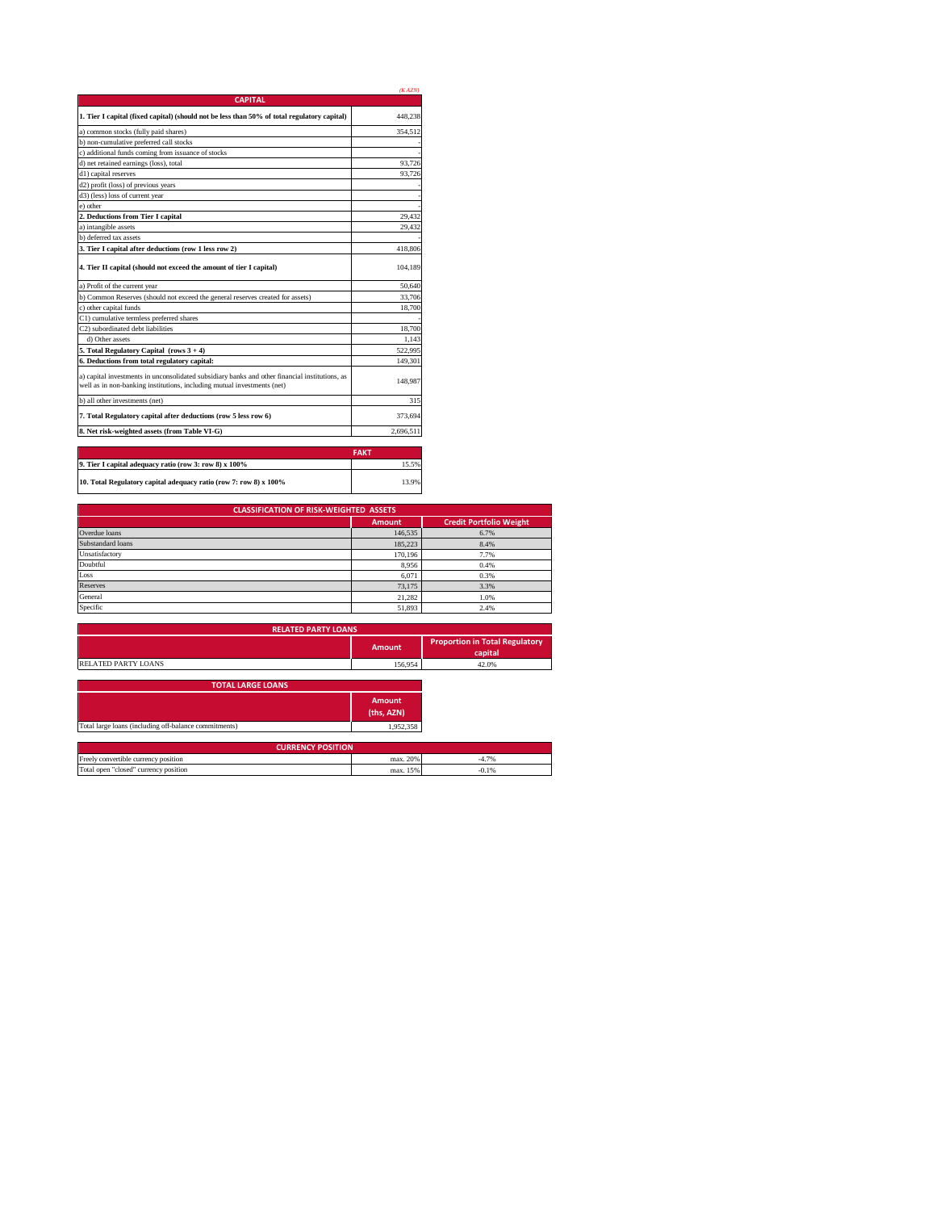*(K AZN)*

| CAPITAL | |
|---|---|
| **1. Tier I capital (fixed capital) (should not be less than 50% of total regulatory capital)** | 448,238 |
| a) common stocks (fully paid shares) | 354,512 |
| b) non-cumulative preferred call stocks | - |
| c) additional funds coming from issuance of stocks | - |
| d) net retained earnings (loss), total | 93,726 |
| d1) capital reserves | 93,726 |
| d2) profit (loss) of previous years | - |
| d3) (less) loss of current year | - |
| e) other | - |
| **2. Deductions from Tier I capital** | 29,432 |
| a) intangible assets | 29,432 |
| b) deferred tax assets | - |
| **3. Tier I capital after deductions (row 1 less row 2)** | 418,806 |
| **4. Tier II capital (should not exceed the amount of tier I capital)** | 104,189 |
| a) Profit of the current year | 50,640 |
| b) Common Reserves (should not exceed the general reserves created for assets) | 33,706 |
| c) other capital funds | 18,700 |
| C1) cumulative termless preferred shares | - |
| C2) subordinated debt liabilities | 18,700 |
| d) Other assets | 1,143 |
| **5. Total Regulatory Capital (rows 3 + 4)** | 522,995 |
| **6. Deductions from total regulatory capital:** | 149,301 |
| a) capital investments in unconsolidated subsidiary banks and other financial institutions, as well as in non-banking institutions, including mutual investments (net) | 148,987 |
| b) all other investments (net) | 315 |
| **7. Total Regulatory capital after deductions (row 5 less row 6)** | 373,694 |
| **8. Net risk-weighted assets (from Table VI-G)** | 2,696,511 |

| | FAKT |
|---|---|
| **9. Tier I capital adequacy ratio (row 3: row 8) x 100%** | 15.5% |
| **10. Total Regulatory capital adequacy ratio (row 7: row 8) x 100%** | 13.9% |

| CLASSIFICATION OF RISK-WEIGHTED ASSETS | | |
|---|---|---|
| | Amount | Credit Portfolio Weight |
| Overdue loans | 146,535 | 6.7% |
| Substandard loans | 185,223 | 8.4% |
| Unsatisfactory | 170,196 | 7.7% |
| Doubtful | 8,956 | 0.4% |
| Loss | 6,071 | 0.3% |
| Reserves | 73,175 | 3.3% |
| General | 21,282 | 1.0% |
| Specific | 51,893 | 2.4% |

| RELATED PARTY LOANS | | |
|---|---|---|
| | Amount | Proportion in Total Regulatory capital |
| RELATED PARTY LOANS | 156,954 | 42.0% |

| TOTAL LARGE LOANS | |
|---|---|
| | Amount (ths, AZN) |
| Total large loans (including off-balance commitments) | 1,952,358 |

| CURRENCY POSITION | | |
|---|---|---|
| Freely convertible currency position | max. 20% | -4.7% |
| Total open "closed" currency position | max. 15% | -0.1% |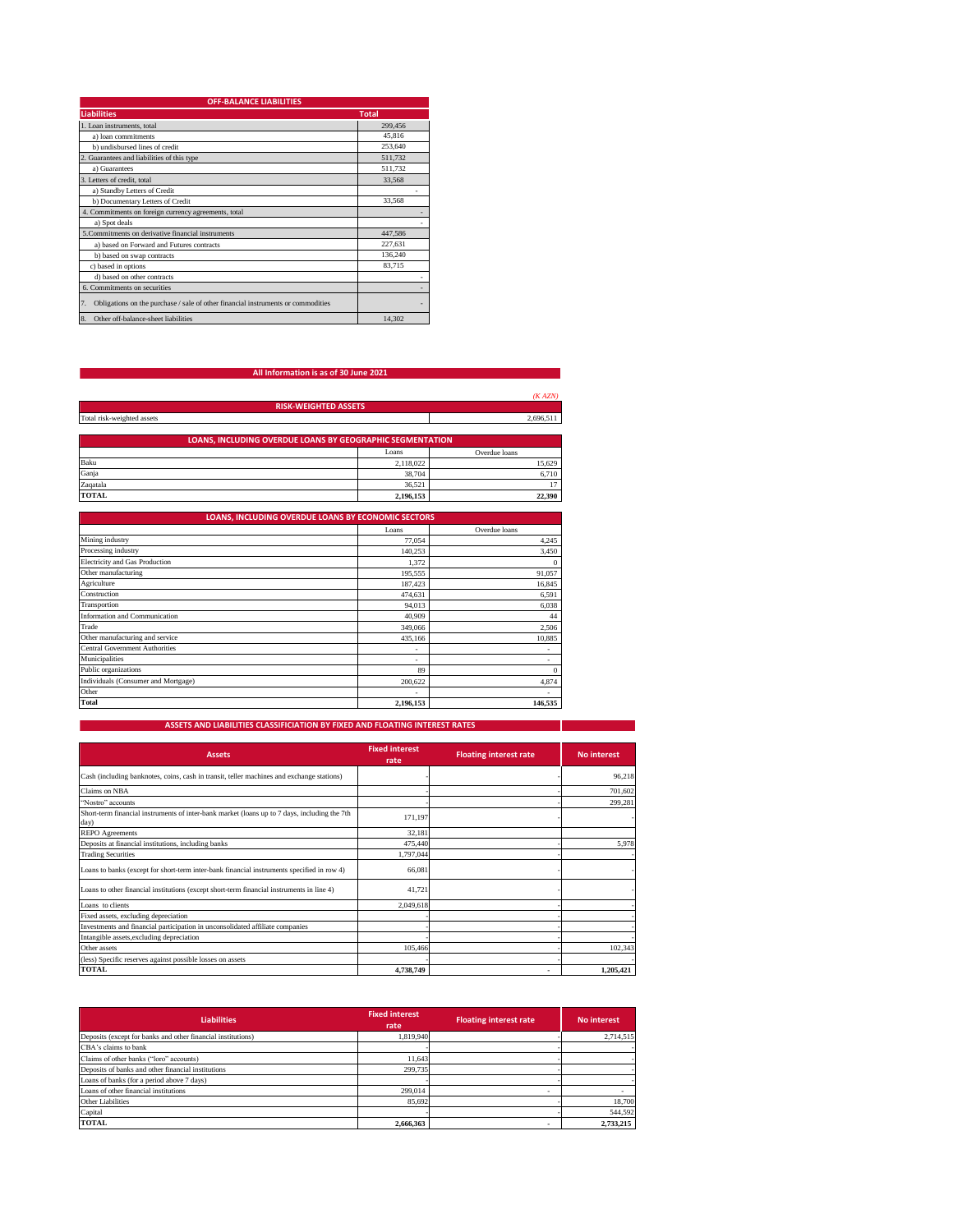## OFF-BALANCE LIABILITIES

| Liabilities | Total |
|---|---|
| 1. Loan instruments, total | 299,456 |
| a) loan commitments | 45,816 |
| b) undisbursed lines of credit | 253,640 |
| 2. Guarantees and liabilities of this type | 511,732 |
| a) Guarantees | 511,732 |
| 3. Letters of credit, total | 33,568 |
| a) Standby Letters of Credit | - |
| b) Documentary Letters of Credit | 33,568 |
| 4. Commitments on foreign currency agreements, total | - |
| a) Spot deals | - |
| 5.Commitments on derivative financial instruments | 447,586 |
| a) based on Forward and Futures contracts | 227,631 |
| b) based on swap contracts | 136,240 |
| c) based in options | 83,715 |
| d) based on other contracts | - |
| 6. Commitments on securities | - |
| 7. Obligations on the purchase / sale of other financial instruments or commodities | - |
| 8. Other off-balance-sheet liabilities | 14,302 |

**All Information is as of 30 June 2021**

*(K AZN)*

## RISK-WEIGHTED ASSETS

| | |
|---|---|
| Total risk-weighted assets | 2,696,511 |

## LOANS, INCLUDING OVERDUE LOANS BY GEOGRAPHIC SEGMENTATION

| | Loans | Overdue loans |
|---|---|---|
| Baku | 2,118,022 | 15,629 |
| Ganja | 38,704 | 6,710 |
| Zaqatala | 36,521 | 17 |
| **TOTAL** | **2,196,153** | **22,390** |

## LOANS, INCLUDING OVERDUE LOANS BY ECONOMIC SECTORS

| | Loans | Overdue loans |
|---|---|---|
| Mining industry | 77,054 | 4,245 |
| Processing industry | 140,253 | 3,450 |
| Electricity and Gas Production | 1,372 | 0 |
| Other manufacturing | 195,555 | 91,057 |
| Agriculture | 187,423 | 16,845 |
| Construction | 474,631 | 6,591 |
| Transportion | 94,013 | 6,038 |
| Information and Communication | 40,909 | 44 |
| Trade | 349,066 | 2,506 |
| Other manufacturing and service | 435,166 | 10,885 |
| Central Government Authorities | - | - |
| Municipalities | - | - |
| Public organizations | 89 | 0 |
| Individuals (Consumer and Mortgage) | 200,622 | 4,874 |
| Other | - | - |
| **Total** | **2,196,153** | **146,535** |

## ASSETS AND LIABILITIES CLASSIFICIATION BY FIXED AND FLOATING INTEREST RATES

| Assets | Fixed interest rate | Floating interest rate | No interest |
|---|---|---|---|
| Cash (including banknotes, coins, cash in transit, teller machines and exchange stations) | - | - | 96,218 |
| Claims on NBA | - | - | 701,602 |
| "Nostro" accounts | - | - | 299,281 |
| Short-term financial instruments of inter-bank market (loans up to 7 days, including the 7th day) | 171,197 | - | - |
| REPO Agreements | 32,181 | | |
| Deposits at financial institutions, including banks | 475,440 | - | 5,978 |
| Trading Securities | 1,797,044 | - | - |
| Loans to banks (except for short-term inter-bank financial instruments specified in row 4) | 66,081 | - | - |
| Loans to other financial institutions (except short-term financial instruments in line 4) | 41,721 | - | - |
| Loans to clients | 2,049,618 | - | - |
| Fixed assets, excluding depreciation | - | - | - |
| Investments and financial participation in unconsolidated affiliate companies | - | - | - |
| Intangible assets,excluding depreciation | - | - | - |
| Other assets | 105,466 | - | 102,343 |
| (less) Specific reserves against possible losses on assets | - | - | - |
| **TOTAL** | **4,738,749** | **-** | **1,205,421** |

| Liabilities | Fixed interest rate | Floating interest rate | No interest |
|---|---|---|---|
| Deposits (except for banks and other financial institutions) | 1,819,940 | - | 2,714,515 |
| CBA's claims to bank | - | - | - |
| Claims of other banks ("loro" accounts) | 11,643 | - | - |
| Deposits of banks and other financial institutions | 299,735 | - | - |
| Loans of banks (for a period above 7 days) | - | - | - |
| Loans of other financial institutions | 299,014 | - | - |
| Other Liabilities | 85,692 | - | 18,700 |
| Capital | - | - | 544,592 |
| **TOTAL** | **2,666,363** | **-** | **2,733,215** |